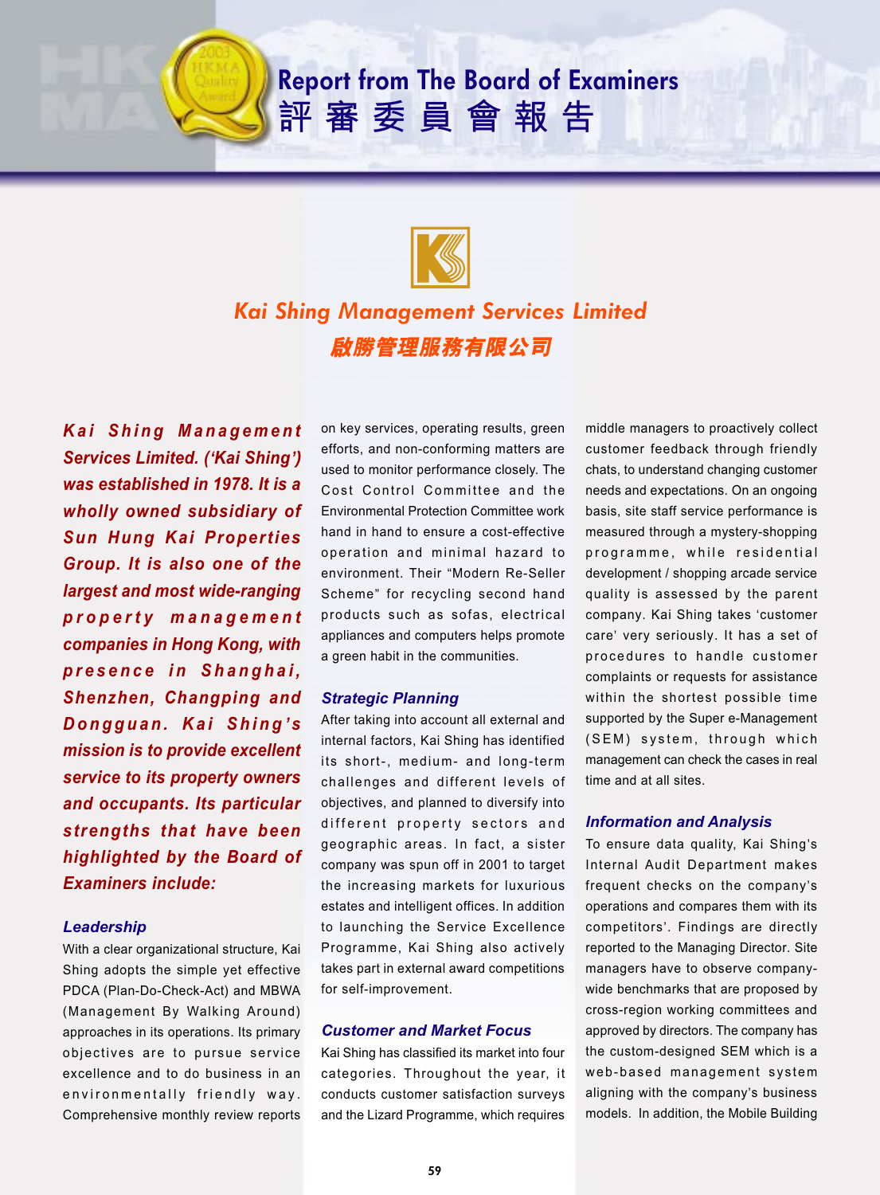# Report from The Board of Examiners
# 評審委員會報告

## Kai Shing Management Services Limited
## 啟勝管理服務有限公司

***Kai Shing Management Services Limited. ('Kai Shing') was established in 1978. It is a wholly owned subsidiary of Sun Hung Kai Properties Group. It is also one of the largest and most wide-ranging property management companies in Hong Kong, with presence in Shanghai, Shenzhen, Changping and Dongguan. Kai Shing's mission is to provide excellent service to its property owners and occupants. Its particular strengths that have been highlighted by the Board of Examiners include:***

### *Leadership*

With a clear organizational structure, Kai Shing adopts the simple yet effective PDCA (Plan-Do-Check-Act) and MBWA (Management By Walking Around) approaches in its operations. Its primary objectives are to pursue service excellence and to do business in an environmentally friendly way. Comprehensive monthly review reports on key services, operating results, green efforts, and non-conforming matters are used to monitor performance closely. The Cost Control Committee and the Environmental Protection Committee work hand in hand to ensure a cost-effective operation and minimal hazard to environment. Their "Modern Re-Seller Scheme" for recycling second hand products such as sofas, electrical appliances and computers helps promote a green habit in the communities.

### *Strategic Planning*

After taking into account all external and internal factors, Kai Shing has identified its short-, medium- and long-term challenges and different levels of objectives, and planned to diversify into different property sectors and geographic areas. In fact, a sister company was spun off in 2001 to target the increasing markets for luxurious estates and intelligent offices. In addition to launching the Service Excellence Programme, Kai Shing also actively takes part in external award competitions for self-improvement.

### *Customer and Market Focus*

Kai Shing has classified its market into four categories. Throughout the year, it conducts customer satisfaction surveys and the Lizard Programme, which requires middle managers to proactively collect customer feedback through friendly chats, to understand changing customer needs and expectations. On an ongoing basis, site staff service performance is measured through a mystery-shopping programme, while residential development / shopping arcade service quality is assessed by the parent company. Kai Shing takes 'customer care' very seriously. It has a set of procedures to handle customer complaints or requests for assistance within the shortest possible time supported by the Super e-Management (SEM) system, through which management can check the cases in real time and at all sites.

### *Information and Analysis*

To ensure data quality, Kai Shing's Internal Audit Department makes frequent checks on the company's operations and compares them with its competitors'. Findings are directly reported to the Managing Director. Site managers have to observe company-wide benchmarks that are proposed by cross-region working committees and approved by directors. The company has the custom-designed SEM which is a web-based management system aligning with the company's business models. In addition, the Mobile Building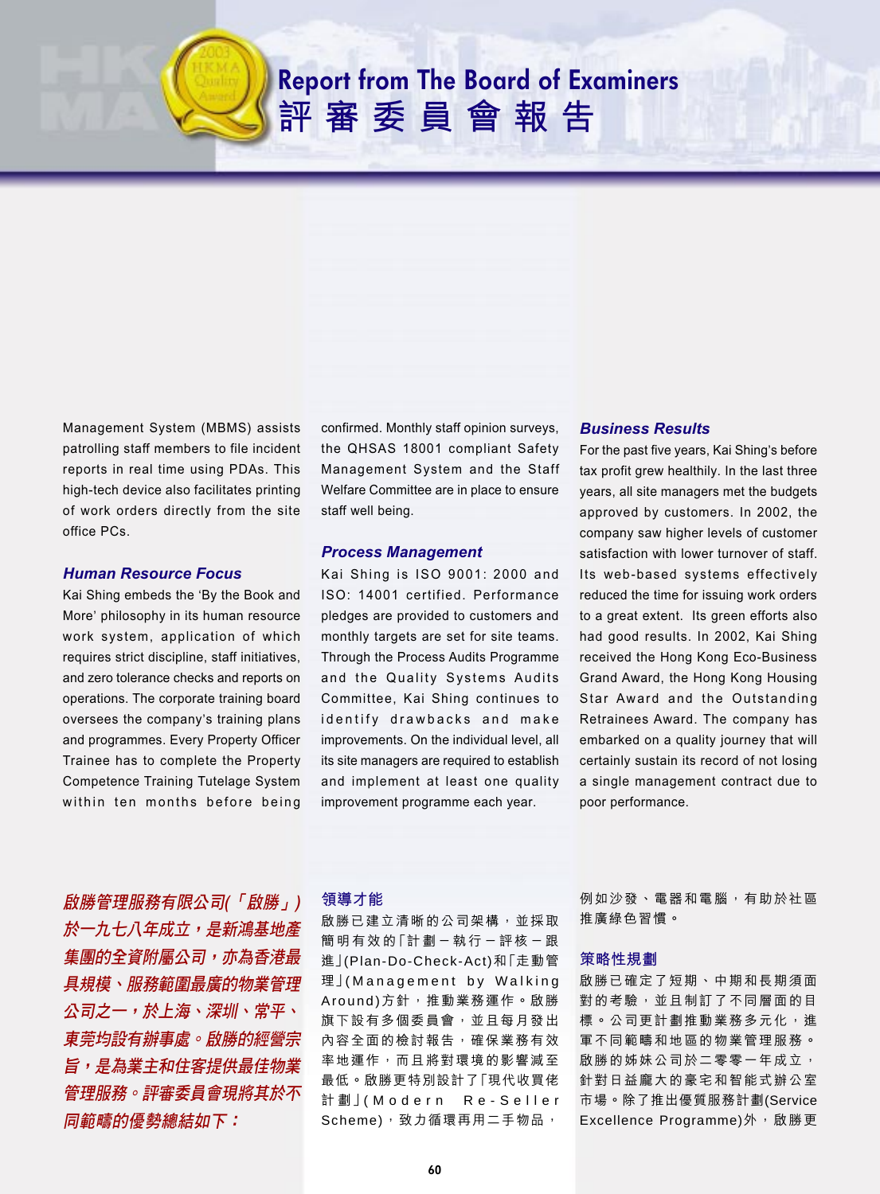# Report from The Board of Examiners
# 評審委員會報告

Management System (MBMS) assists patrolling staff members to file incident reports in real time using PDAs. This high-tech device also facilitates printing of work orders directly from the site office PCs.

### *Human Resource Focus*

Kai Shing embeds the 'By the Book and More' philosophy in its human resource work system, application of which requires strict discipline, staff initiatives, and zero tolerance checks and reports on operations. The corporate training board oversees the company's training plans and programmes. Every Property Officer Trainee has to complete the Property Competence Training Tutelage System within ten months before being confirmed. Monthly staff opinion surveys, the QHSAS 18001 compliant Safety Management System and the Staff Welfare Committee are in place to ensure staff well being.

### *Process Management*

Kai Shing is ISO 9001: 2000 and ISO: 14001 certified. Performance pledges are provided to customers and monthly targets are set for site teams. Through the Process Audits Programme and the Quality Systems Audits Committee, Kai Shing continues to identify drawbacks and make improvements. On the individual level, all its site managers are required to establish and implement at least one quality improvement programme each year.

### *Business Results*

For the past five years, Kai Shing's before tax profit grew healthily. In the last three years, all site managers met the budgets approved by customers. In 2002, the company saw higher levels of customer satisfaction with lower turnover of staff. Its web-based systems effectively reduced the time for issuing work orders to a great extent. Its green efforts also had good results. In 2002, Kai Shing received the Hong Kong Eco-Business Grand Award, the Hong Kong Housing Star Award and the Outstanding Retrainees Award. The company has embarked on a quality journey that will certainly sustain its record of not losing a single management contract due to poor performance.

***啟勝管理服務有限公司(「啟勝」)於一九七八年成立，是新鴻基地產集團的全資附屬公司，亦為香港最具規模、服務範圍最廣的物業管理公司之一，於上海、深圳、常平、東莞均設有辦事處。啟勝的經營宗旨，是為業主和住客提供最佳物業管理服務。評審委員會現將其於不同範疇的優勢總結如下：***

### 領導才能

啟勝已建立清晰的公司架構，並採取簡明有效的「計劃－執行－評核－跟進」(Plan-Do-Check-Act)和「走動管理」(Management by Walking Around)方針，推動業務運作。啟勝旗下設有多個委員會，並且每月發出內容全面的檢討報告，確保業務有效率地運作，而且將對環境的影響減至最低。啟勝更特別設計了「現代收買佬計劃」(Modern Re-Seller Scheme)，致力循環再用二手物品，例如沙發、電器和電腦，有助於社區推廣綠色習慣。

### 策略性規劃

啟勝已確定了短期、中期和長期須面對的考驗，並且制訂了不同層面的目標。公司更計劃推動業務多元化，進軍不同範疇和地區的物業管理服務。啟勝的姊妹公司於二零零一年成立，針對日益龐大的豪宅和智能式辦公室市場。除了推出優質服務計劃(Service Excellence Programme)外，啟勝更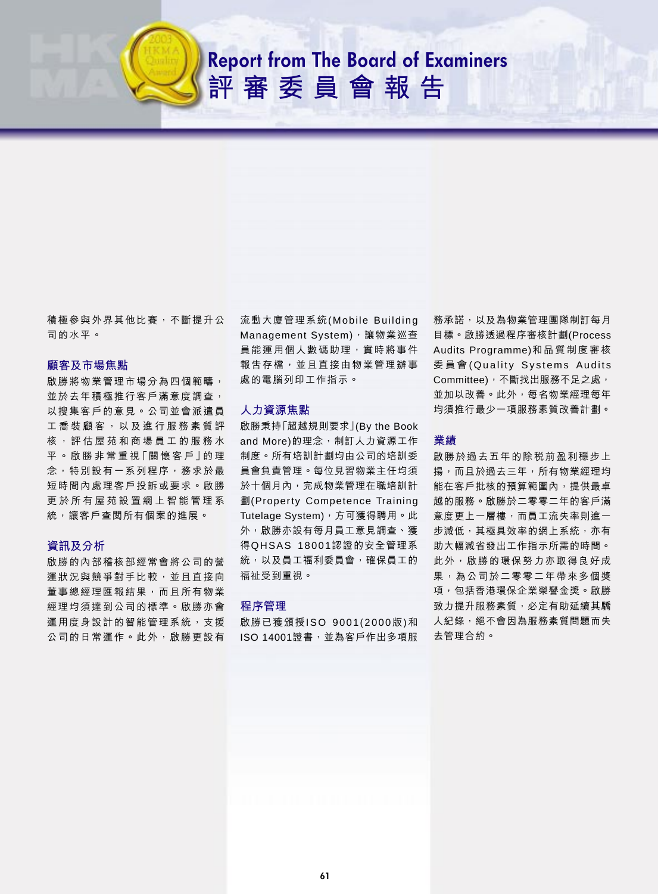# Report from The Board of Examiners
# 評審委員會報告

積極參與外界其他比賽，不斷提升公司的水平。

### 顧客及市場焦點

啟勝將物業管理市場分為四個範疇，並於去年積極推行客戶滿意度調查，以搜集客戶的意見。公司並會派遣員工喬裝顧客，以及進行服務素質評核，評估屋苑和商場員工的服務水平。啟勝非常重視「關懷客戶」的理念，特別設有一系列程序，務求於最短時間內處理客戶投訴或要求。啟勝更於所有屋苑設置網上智能管理系統，讓客戶查閱所有個案的進展。

### 資訊及分析

啟勝的內部稽核部經常會將公司的營運狀況與競爭對手比較，並且直接向董事總經理匯報結果，而且所有物業經理均須達到公司的標準。啟勝亦會運用度身設計的智能管理系統，支援公司的日常運作。此外，啟勝更設有流動大廈管理系統(Mobile Building Management System)，讓物業巡查員能運用個人數碼助理，實時將事件報告存檔，並且直接由物業管理辦事處的電腦列印工作指示。

### 人力資源焦點

啟勝秉持「超越規則要求」(By the Book and More)的理念，制訂人力資源工作制度。所有培訓計劃均由公司的培訓委員會負責管理。每位見習物業主任均須於十個月內，完成物業管理在職培訓計劃(Property Competence Training Tutelage System)，方可獲得聘用。此外，啟勝亦設有每月員工意見調查、獲得QHSAS 18001認證的安全管理系統，以及員工福利委員會，確保員工的福祉受到重視。

### 程序管理

啟勝已獲頒授ISO 9001(2000版)和ISO 14001證書，並為客戶作出多項服務承諾，以及為物業管理團隊制訂每月目標。啟勝透過程序審核計劃(Process Audits Programme)和品質制度審核委員會(Quality Systems Audits Committee)，不斷找出服務不足之處，並加以改善。此外，每名物業經理每年均須推行最少一項服務素質改善計劃。

### 業績

啟勝於過去五年的除稅前盈利穩步上揚，而且於過去三年，所有物業經理均能在客戶批核的預算範圍內，提供最卓越的服務。啟勝於二零零二年的客戶滿意度更上一層樓，而員工流失率則進一步減低，其極具效率的網上系統，亦有助大幅減省發出工作指示所需的時間。此外，啟勝的環保努力亦取得良好成果，為公司於二零零二年帶來多個獎項，包括香港環保企業榮譽金獎。啟勝致力提升服務素質，必定有助延續其驕人紀錄，絕不會因為服務素質問題而失去管理合約。